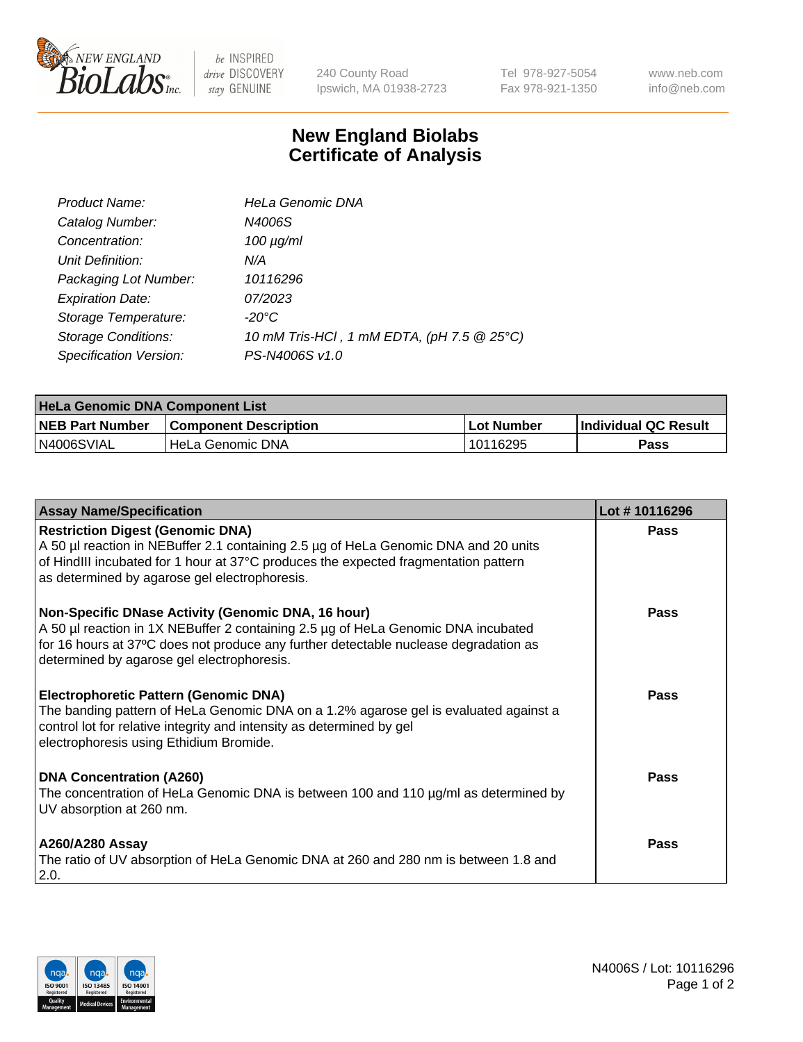New England BioLabs Inc. — be INSPIRED drive DISCOVERY stay GENUINE

240 County Road
Ipswich, MA 01938-2723

Tel 978-927-5054
Fax 978-921-1350

www.neb.com
info@neb.com

# New England Biolabs
# Certificate of Analysis

| | |
|---|---|
| *Product Name:* | *HeLa Genomic DNA* |
| *Catalog Number:* | *N4006S* |
| *Concentration:* | *100 µg/ml* |
| *Unit Definition:* | *N/A* |
| *Packaging Lot Number:* | *10116296* |
| *Expiration Date:* | *07/2023* |
| *Storage Temperature:* | *-20°C* |
| *Storage Conditions:* | *10 mM Tris-HCl , 1 mM EDTA, (pH 7.5 @ 25°C)* |
| *Specification Version:* | *PS-N4006S v1.0* |

| **HeLa Genomic DNA Component List** | | | |
|---|---|---|---|
| **NEB Part Number** | **Component Description** | **Lot Number** | **Individual QC Result** |
| N4006SVIAL | HeLa Genomic DNA | 10116295 | **Pass** |

| **Assay Name/Specification** | **Lot # 10116296** |
|---|---|
| **Restriction Digest (Genomic DNA)**<br>A 50 µl reaction in NEBuffer 2.1 containing 2.5 µg of HeLa Genomic DNA and 20 units of HindIII incubated for 1 hour at 37°C produces the expected fragmentation pattern as determined by agarose gel electrophoresis. | **Pass** |
| **Non-Specific DNase Activity (Genomic DNA, 16 hour)**<br>A 50 µl reaction in 1X NEBuffer 2 containing 2.5 µg of HeLa Genomic DNA incubated for 16 hours at 37ºC does not produce any further detectable nuclease degradation as determined by agarose gel electrophoresis. | **Pass** |
| **Electrophoretic Pattern (Genomic DNA)**<br>The banding pattern of HeLa Genomic DNA on a 1.2% agarose gel is evaluated against a control lot for relative integrity and intensity as determined by gel electrophoresis using Ethidium Bromide. | **Pass** |
| **DNA Concentration (A260)**<br>The concentration of HeLa Genomic DNA is between 100 and 110 µg/ml as determined by UV absorption at 260 nm. | **Pass** |
| **A260/A280 Assay**<br>The ratio of UV absorption of HeLa Genomic DNA at 260 and 280 nm is between 1.8 and 2.0. | **Pass** |

N4006S / Lot: 10116296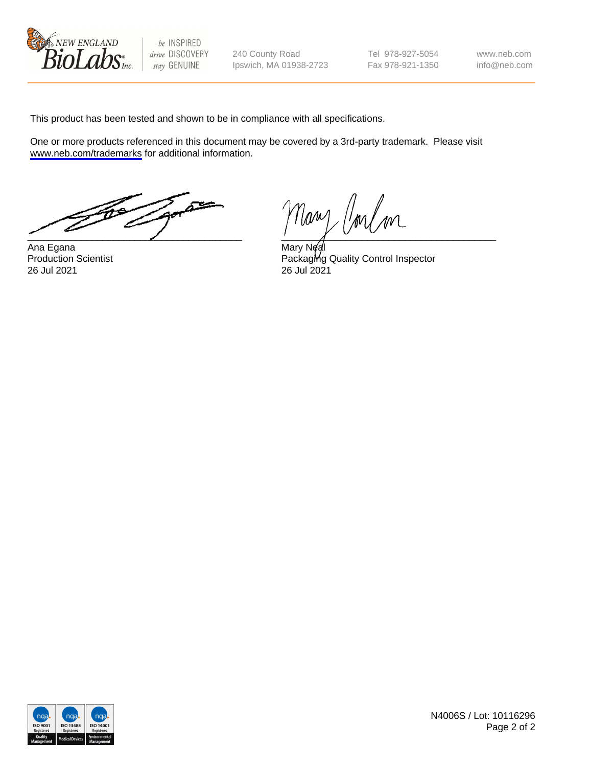This product has been tested and shown to be in compliance with all specifications.

One or more products referenced in this document may be covered by a 3rd-party trademark. Please visit www.neb.com/trademarks for additional information.

Ana Egana
Production Scientist
26 Jul 2021

Mary Neal
Packaging Quality Control Inspector
26 Jul 2021

N4006S / Lot: 10116296